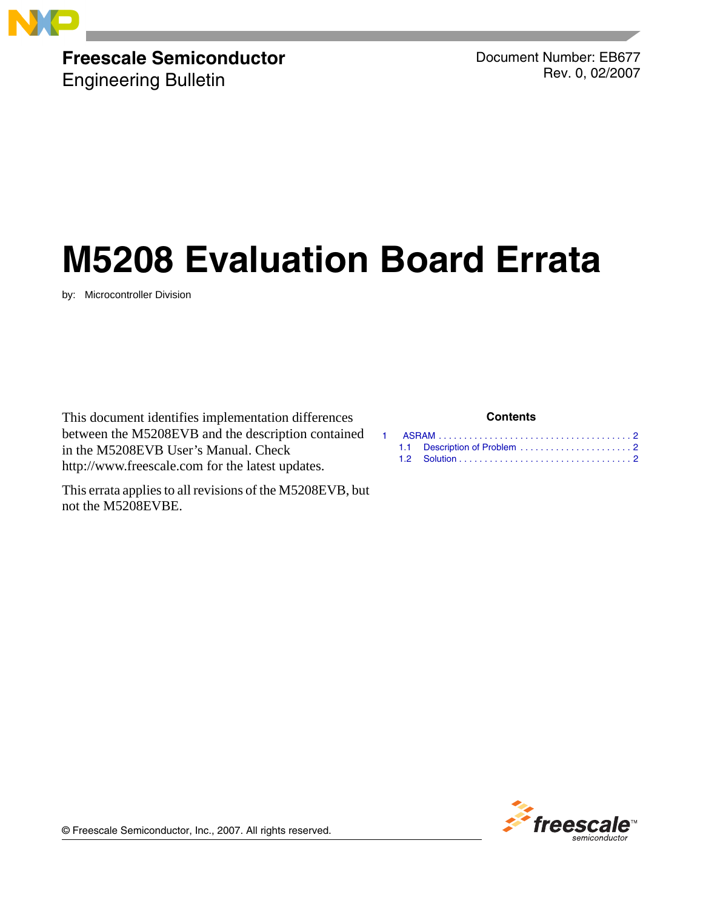**Freescale Semiconductor**
Engineering Bulletin

Document Number: EB677
Rev. 0, 02/2007

# M5208 Evaluation Board Errata

by: Microcontroller Division

This document identifies implementation differences between the M5208EVB and the description contained in the M5208EVB User's Manual. Check http://www.freescale.com for the latest updates.

This errata applies to all revisions of the M5208EVB, but not the M5208EVBE.

**Contents**

1 ASRAM . . . . . . . . . . . . . . . . . . . . . . . . . . . . . . . . . . . . . . 2
  1.1 Description of Problem . . . . . . . . . . . . . . . . . . . . . . 2
  1.2 Solution . . . . . . . . . . . . . . . . . . . . . . . . . . . . . . . . . . 2

© Freescale Semiconductor, Inc., 2007. All rights reserved.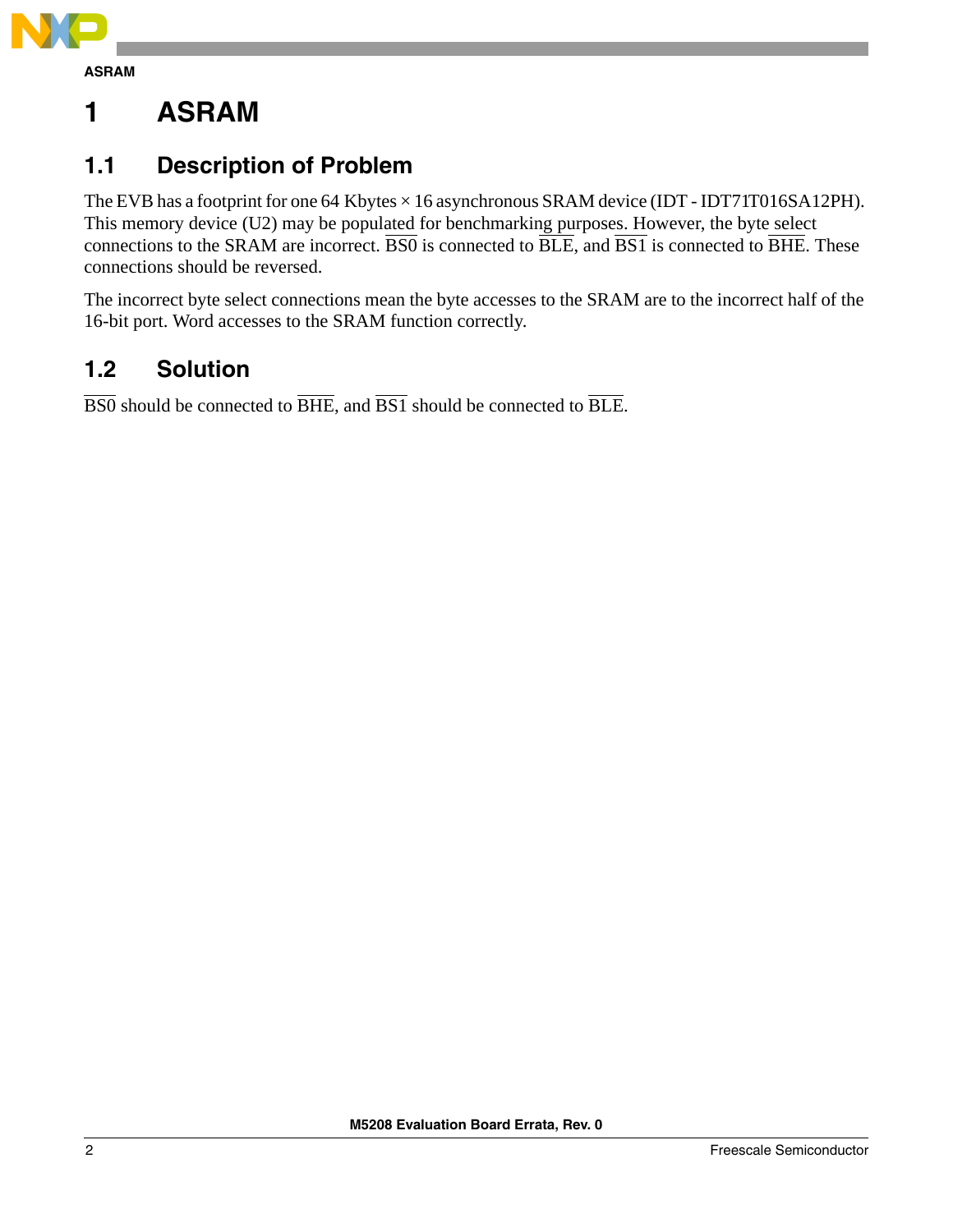# 1 ASRAM

## 1.1 Description of Problem

The EVB has a footprint for one 64 Kbytes × 16 asynchronous SRAM device (IDT - IDT71T016SA12PH). This memory device (U2) may be populated for benchmarking purposes. However, the byte select connections to the SRAM are incorrect. $\overline{BS0}$ is connected to $\overline{BLE}$, and $\overline{BS1}$ is connected to $\overline{BHE}$. These connections should be reversed.

The incorrect byte select connections mean the byte accesses to the SRAM are to the incorrect half of the 16-bit port. Word accesses to the SRAM function correctly.

## 1.2 Solution

$\overline{BS0}$ should be connected to $\overline{BHE}$, and $\overline{BS1}$ should be connected to $\overline{BLE}$.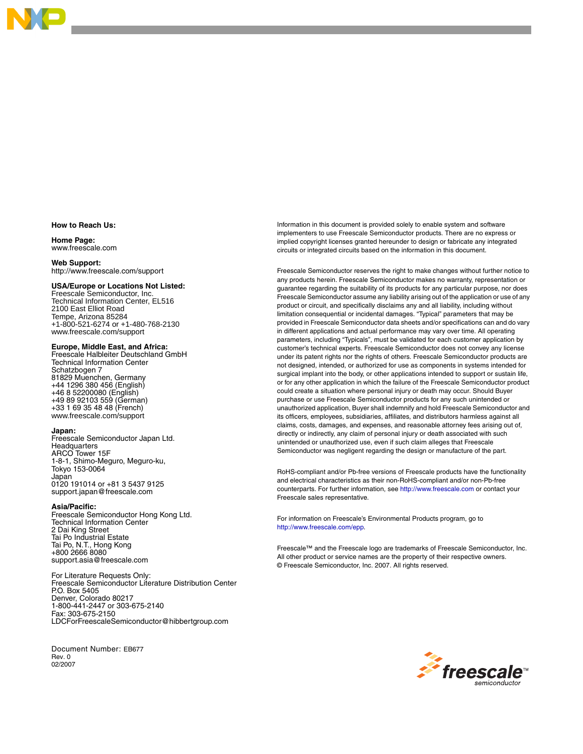**How to Reach Us:**

**Home Page:**
www.freescale.com

**Web Support:**
http://www.freescale.com/support

**USA/Europe or Locations Not Listed:**
Freescale Semiconductor, Inc.
Technical Information Center, EL516
2100 East Elliot Road
Tempe, Arizona 85284
+1-800-521-6274 or +1-480-768-2130
www.freescale.com/support

**Europe, Middle East, and Africa:**
Freescale Halbleiter Deutschland GmbH
Technical Information Center
Schatzbogen 7
81829 Muenchen, Germany
+44 1296 380 456 (English)
+46 8 52200080 (English)
+49 89 92103 559 (German)
+33 1 69 35 48 48 (French)
www.freescale.com/support

**Japan:**
Freescale Semiconductor Japan Ltd.
Headquarters
ARCO Tower 15F
1-8-1, Shimo-Meguro, Meguro-ku,
Tokyo 153-0064
Japan
0120 191014 or +81 3 5437 9125
support.japan@freescale.com

**Asia/Pacific:**
Freescale Semiconductor Hong Kong Ltd.
Technical Information Center
2 Dai King Street
Tai Po Industrial Estate
Tai Po, N.T., Hong Kong
+800 2666 8080
support.asia@freescale.com

For Literature Requests Only:
Freescale Semiconductor Literature Distribution Center
P.O. Box 5405
Denver, Colorado 80217
1-800-441-2447 or 303-675-2140
Fax: 303-675-2150
LDCForFreescaleSemiconductor@hibbertgroup.com

Document Number: EB677
Rev. 0
02/2007

Information in this document is provided solely to enable system and software implementers to use Freescale Semiconductor products. There are no express or implied copyright licenses granted hereunder to design or fabricate any integrated circuits or integrated circuits based on the information in this document.

Freescale Semiconductor reserves the right to make changes without further notice to any products herein. Freescale Semiconductor makes no warranty, representation or guarantee regarding the suitability of its products for any particular purpose, nor does Freescale Semiconductor assume any liability arising out of the application or use of any product or circuit, and specifically disclaims any and all liability, including without limitation consequential or incidental damages. "Typical" parameters that may be provided in Freescale Semiconductor data sheets and/or specifications can and do vary in different applications and actual performance may vary over time. All operating parameters, including "Typicals", must be validated for each customer application by customer's technical experts. Freescale Semiconductor does not convey any license under its patent rights nor the rights of others. Freescale Semiconductor products are not designed, intended, or authorized for use as components in systems intended for surgical implant into the body, or other applications intended to support or sustain life, or for any other application in which the failure of the Freescale Semiconductor product could create a situation where personal injury or death may occur. Should Buyer purchase or use Freescale Semiconductor products for any such unintended or unauthorized application, Buyer shall indemnify and hold Freescale Semiconductor and its officers, employees, subsidiaries, affiliates, and distributors harmless against all claims, costs, damages, and expenses, and reasonable attorney fees arising out of, directly or indirectly, any claim of personal injury or death associated with such unintended or unauthorized use, even if such claim alleges that Freescale Semiconductor was negligent regarding the design or manufacture of the part.

RoHS-compliant and/or Pb-free versions of Freescale products have the functionality and electrical characteristics as their non-RoHS-compliant and/or non-Pb-free counterparts. For further information, see http://www.freescale.com or contact your Freescale sales representative.

For information on Freescale's Environmental Products program, go to http://www.freescale.com/epp.

Freescale™ and the Freescale logo are trademarks of Freescale Semiconductor, Inc. All other product or service names are the property of their respective owners.
© Freescale Semiconductor, Inc. 2007. All rights reserved.